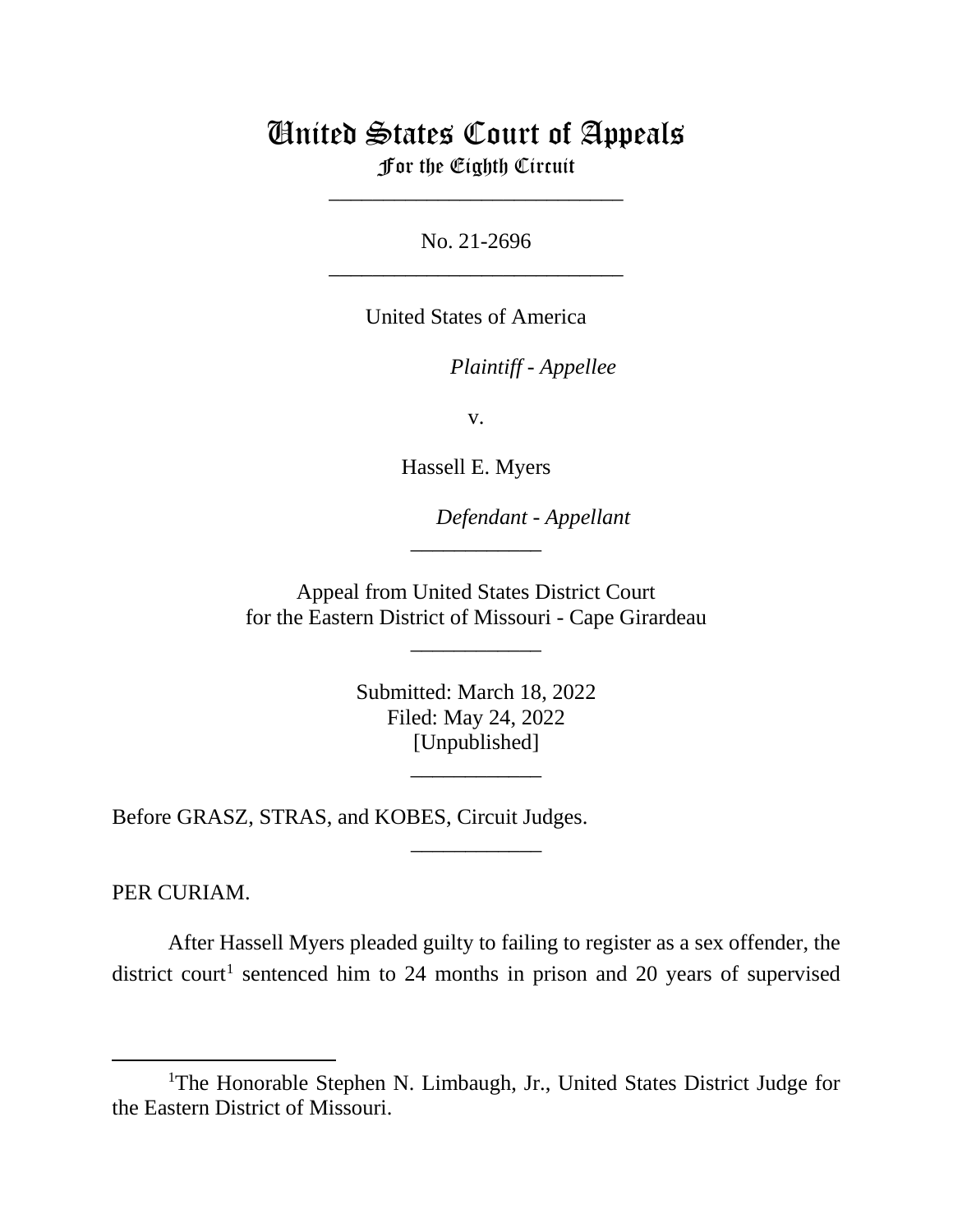# United States Court of Appeals

For the Eighth Circuit

---

No. 21-2696

---

United States of America

*Plaintiff - Appellee*

v.

Hassell E. Myers

*Defendant - Appellant*

---

Appeal from United States District Court
for the Eastern District of Missouri - Cape Girardeau

---

Submitted: March 18, 2022
Filed: May 24, 2022
[Unpublished]

---

Before GRASZ, STRAS, and KOBES, Circuit Judges.

---

PER CURIAM.

After Hassell Myers pleaded guilty to failing to register as a sex offender, the district court[1] sentenced him to 24 months in prison and 20 years of supervised

---

[1]The Honorable Stephen N. Limbaugh, Jr., United States District Judge for the Eastern District of Missouri.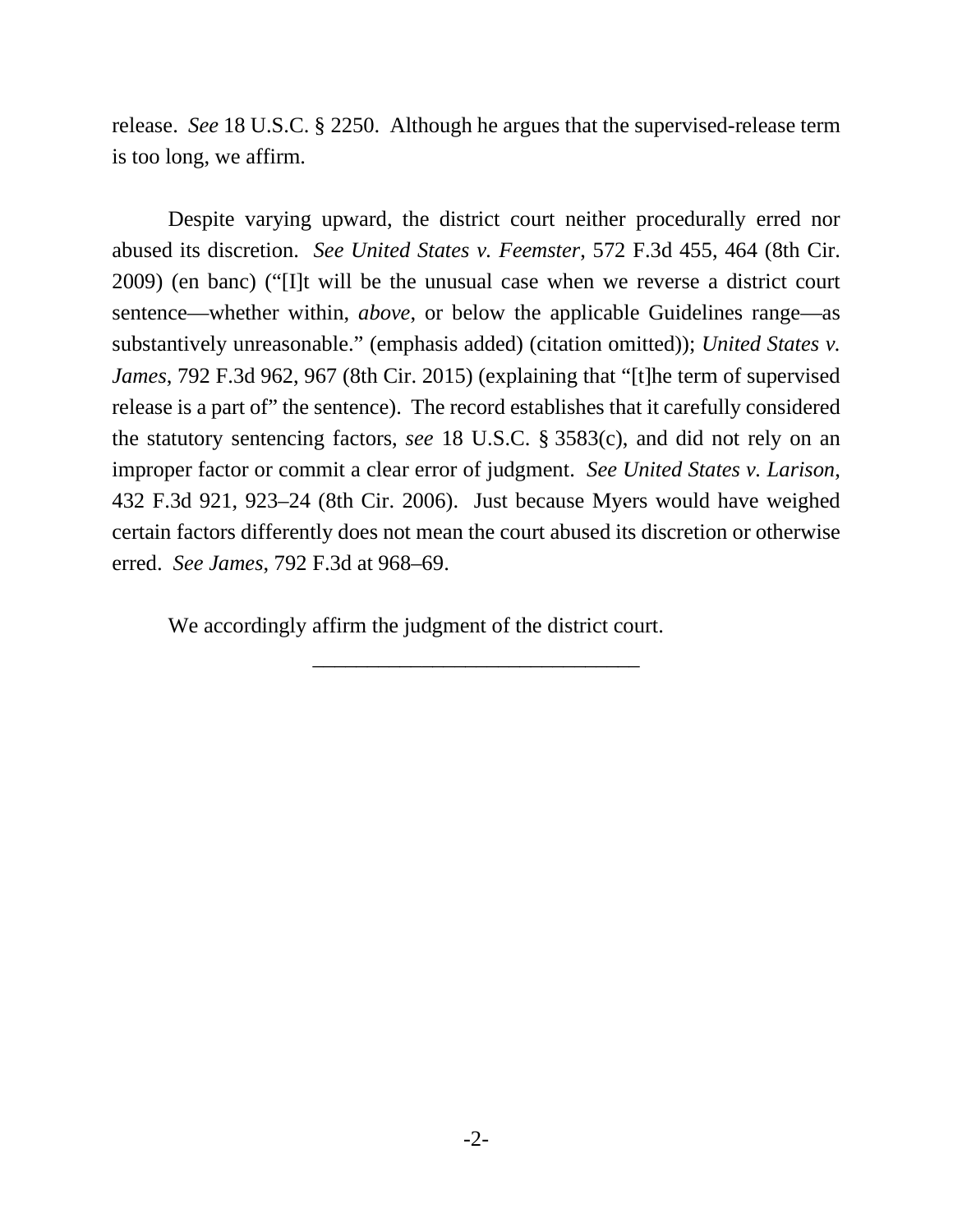release. *See* 18 U.S.C. § 2250. Although he argues that the supervised-release term is too long, we affirm.

Despite varying upward, the district court neither procedurally erred nor abused its discretion. *See United States v. Feemster*, 572 F.3d 455, 464 (8th Cir. 2009) (en banc) ("[I]t will be the unusual case when we reverse a district court sentence—whether within, *above*, or below the applicable Guidelines range—as substantively unreasonable." (emphasis added) (citation omitted)); *United States v. James*, 792 F.3d 962, 967 (8th Cir. 2015) (explaining that "[t]he term of supervised release is a part of" the sentence). The record establishes that it carefully considered the statutory sentencing factors, *see* 18 U.S.C. § 3583(c), and did not rely on an improper factor or commit a clear error of judgment. *See United States v. Larison*, 432 F.3d 921, 923–24 (8th Cir. 2006). Just because Myers would have weighed certain factors differently does not mean the court abused its discretion or otherwise erred. *See James*, 792 F.3d at 968–69.

We accordingly affirm the judgment of the district court.

______________________________